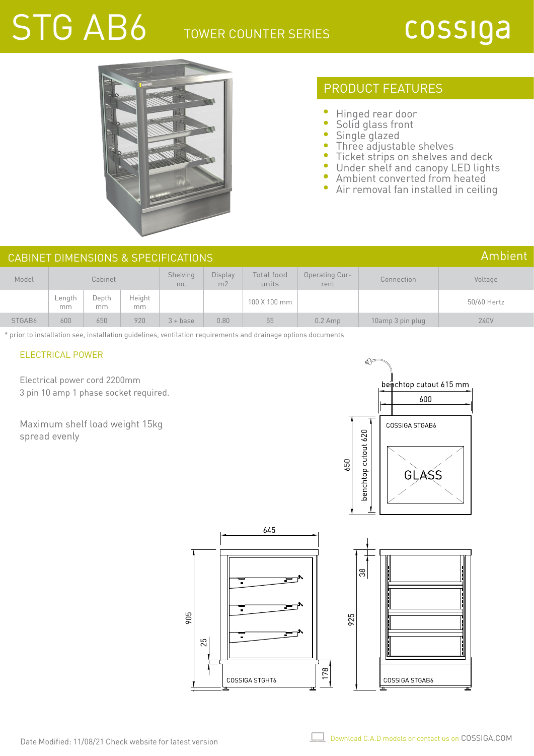# STG AB6

TOWER COUNTER SERIES

cossiga

## PRODUCT FEATURES

- Hinged rear door
- Solid glass front
- Single glazed
- Three adjustable shelves
- Ticket strips on shelves and deck
- Under shelf and canopy LED lights
- Ambient converted from heated
- Air removal fan installed in ceiling

## CABINET DIMENSIONS & SPECIFICATIONS

Ambient

| Model | Cabinet | | | Shelving no. | Display m2 | Total food units | Operating Current | Connection | Voltage |
|---|---|---|---|---|---|---|---|---|---|
| | Length mm | Depth mm | Height mm | | | 100 X 100 mm | | | 50/60 Hertz |
| STGAB6 | 600 | 650 | 920 | 3 + base | 0.80 | 55 | 0.2 Amp | 10amp 3 pin plug | 240V |

* prior to installation see, installation guidelines, ventilation requirements and drainage options documents

### ELECTRICAL POWER

Electrical power cord 2200mm
3 pin 10 amp 1 phase socket required.

Maximum shelf load weight 15kg spread evenly

benchtop cutout 615 mm
600
650
benchtop cutout 620
COSSIGA STGAB6
GLASS

645
905
25
178
COSSIGA STGHT6

38
925
COSSIGA STGAB6

Date Modified: 11/08/21 Check website for latest version

Download C.A.D models or contact us on COSSIGA.COM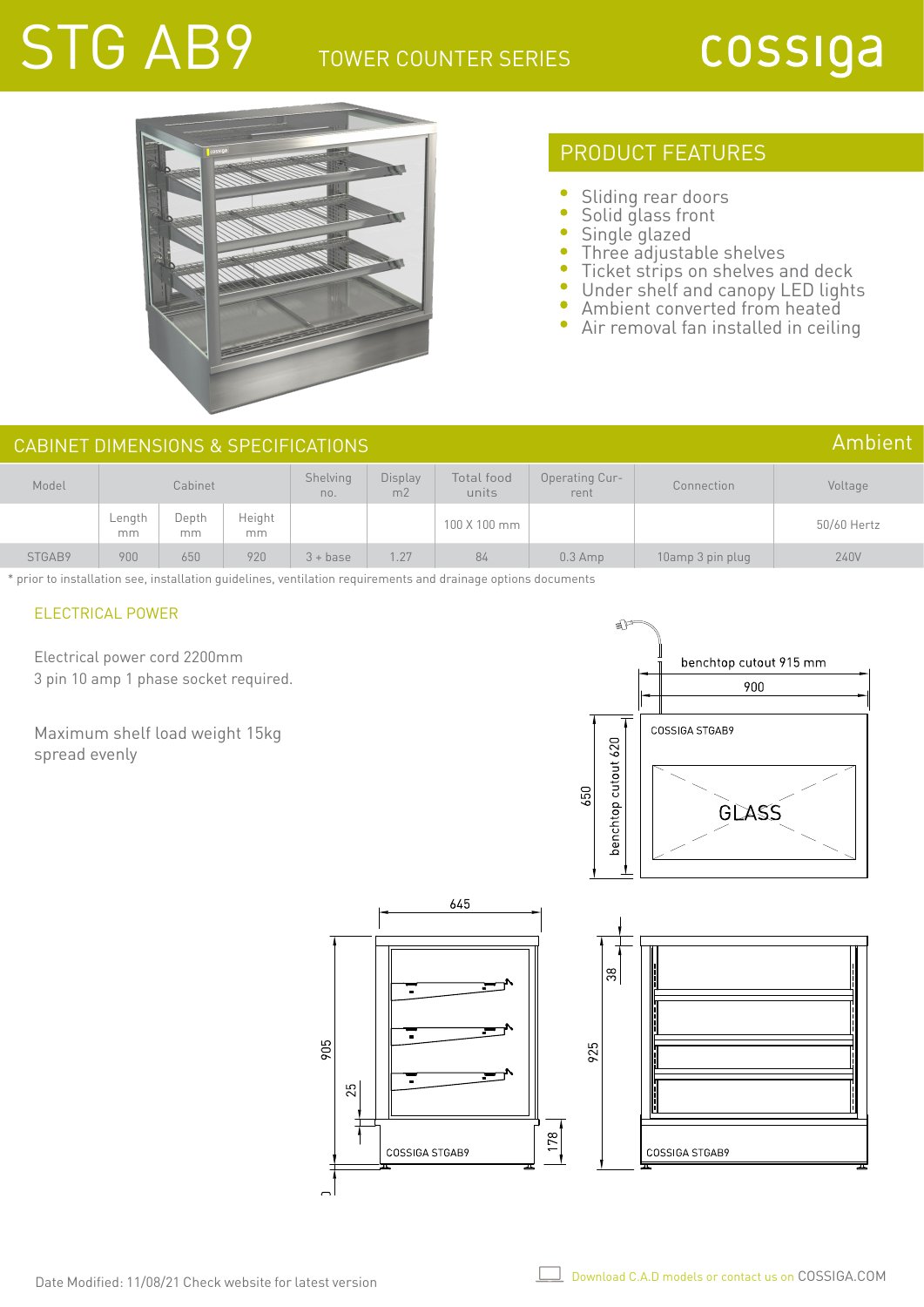# STG AB9

TOWER COUNTER SERIES

cossiga

## PRODUCT FEATURES

- Sliding rear doors
- Solid glass front
- Single glazed
- Three adjustable shelves
- Ticket strips on shelves and deck
- Under shelf and canopy LED lights
- Ambient converted from heated
- Air removal fan installed in ceiling

## CABINET DIMENSIONS & SPECIFICATIONS

Ambient

| Model | Cabinet | | | Shelving no. | Display m2 | Total food units | Operating Current | Connection | Voltage |
|---|---|---|---|---|---|---|---|---|---|
| | Length mm | Depth mm | Height mm | | | 100 X 100 mm | | | 50/60 Hertz |
| STGAB9 | 900 | 650 | 920 | 3 + base | 1.27 | 84 | 0.3 Amp | 10amp 3 pin plug | 240V |

* prior to installation see, installation guidelines, ventilation requirements and drainage options documents

### ELECTRICAL POWER

Electrical power cord 2200mm
3 pin 10 amp 1 phase socket required.

Maximum shelf load weight 15kg
spread evenly

benchtop cutout 915 mm
900
COSSIGA STGAB9
650
benchtop cutout 620
GLASS

645
905
25
178
COSSIGA STGAB9

38
925
COSSIGA STGAB9

Date Modified: 11/08/21 Check website for latest version

Download C.A.D models or contact us on COSSIGA.COM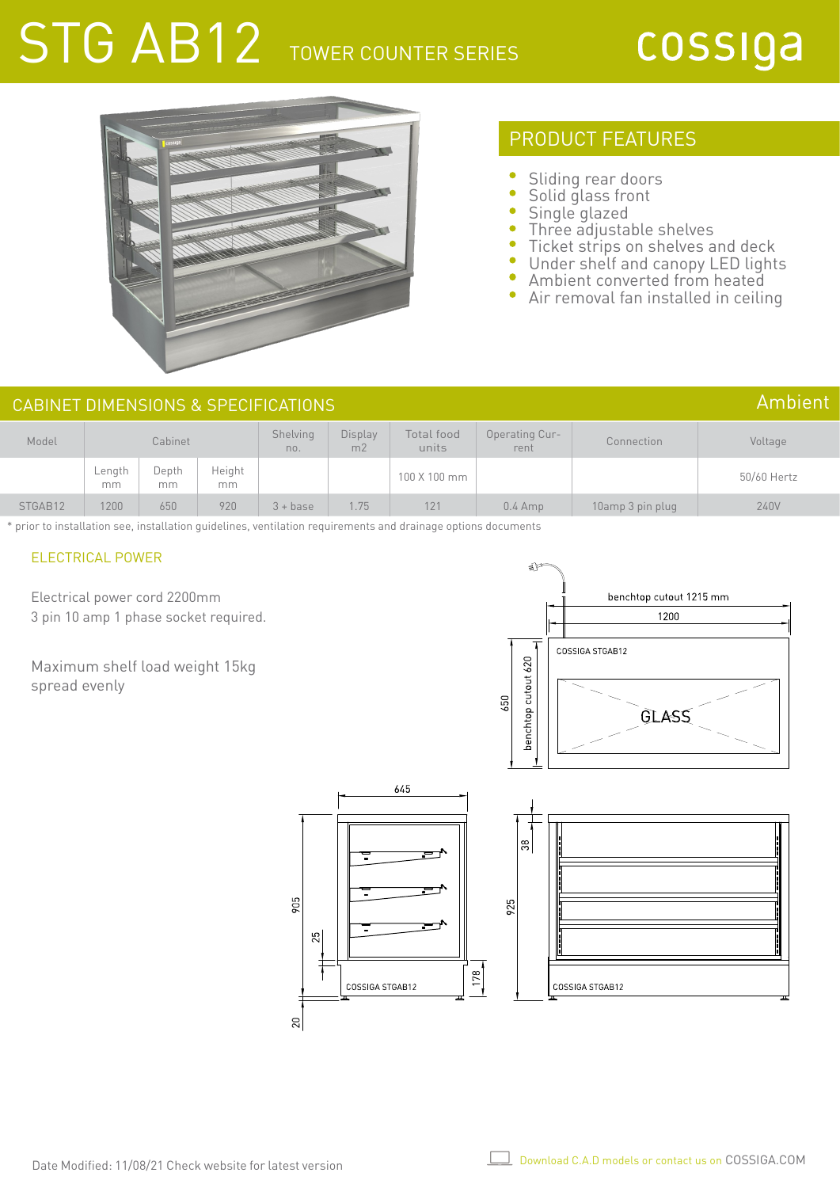# STG AB12 TOWER COUNTER SERIES

cossiga

## PRODUCT FEATURES

- Sliding rear doors
- Solid glass front
- Single glazed
- Three adjustable shelves
- Ticket strips on shelves and deck
- Under shelf and canopy LED lights
- Ambient converted from heated
- Air removal fan installed in ceiling

## CABINET DIMENSIONS & SPECIFICATIONS

Ambient

| Model | Cabinet | | | Shelving no. | Display m2 | Total food units | Operating Current | Connection | Voltage |
|---|---|---|---|---|---|---|---|---|---|
| | Length mm | Depth mm | Height mm | | | 100 X 100 mm | | | 50/60 Hertz |
| STGAB12 | 1200 | 650 | 920 | 3 + base | 1.75 | 121 | 0.4 Amp | 10amp 3 pin plug | 240V |

* prior to installation see, installation guidelines, ventilation requirements and drainage options documents

### ELECTRICAL POWER

Electrical power cord 2200mm
3 pin 10 amp 1 phase socket required.

Maximum shelf load weight 15kg
spread evenly

benchtop cutout 1215 mm
1200
COSSIGA STGAB12
650
benchtop cutout 620
GLASS

645
905
25
178
20
COSSIGA STGAB12

38
925
COSSIGA STGAB12

Date Modified: 11/08/21 Check website for latest version

Download C.A.D models or contact us on COSSIGA.COM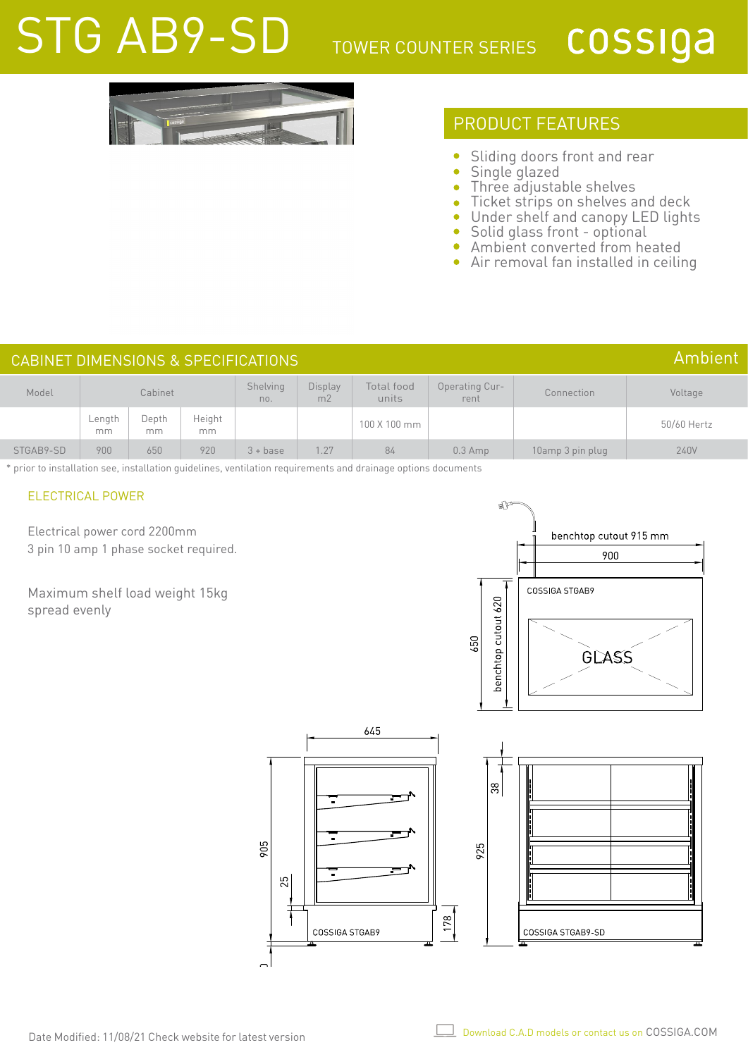# STG AB9-SD

TOWER COUNTER SERIES

cossiga

## PRODUCT FEATURES

- Sliding doors front and rear
- Single glazed
- Three adjustable shelves
- Ticket strips on shelves and deck
- Under shelf and canopy LED lights
- Solid glass front - optional
- Ambient converted from heated
- Air removal fan installed in ceiling

## CABINET DIMENSIONS & SPECIFICATIONS

Ambient

| Model | Cabinet | | | Shelving no. | Display m2 | Total food units | Operating Current | Connection | Voltage |
|---|---|---|---|---|---|---|---|---|---|
| | Length mm | Depth mm | Height mm | | | 100 X 100 mm | | | 50/60 Hertz |
| STGAB9-SD | 900 | 650 | 920 | 3 + base | 1.27 | 84 | 0.3 Amp | 10amp 3 pin plug | 240V |

* prior to installation see, installation guidelines, ventilation requirements and drainage options documents

### ELECTRICAL POWER

Electrical power cord 2200mm
3 pin 10 amp 1 phase socket required.

Maximum shelf load weight 15kg
spread evenly

benchtop cutout 915 mm
900
650
benchtop cutout 620
COSSIGA STGAB9
GLASS

645
905
25
178
COSSIGA STGAB9

38
925
COSSIGA STGAB9-SD

Date Modified: 11/08/21 Check website for latest version

Download C.A.D models or contact us on COSSIGA.COM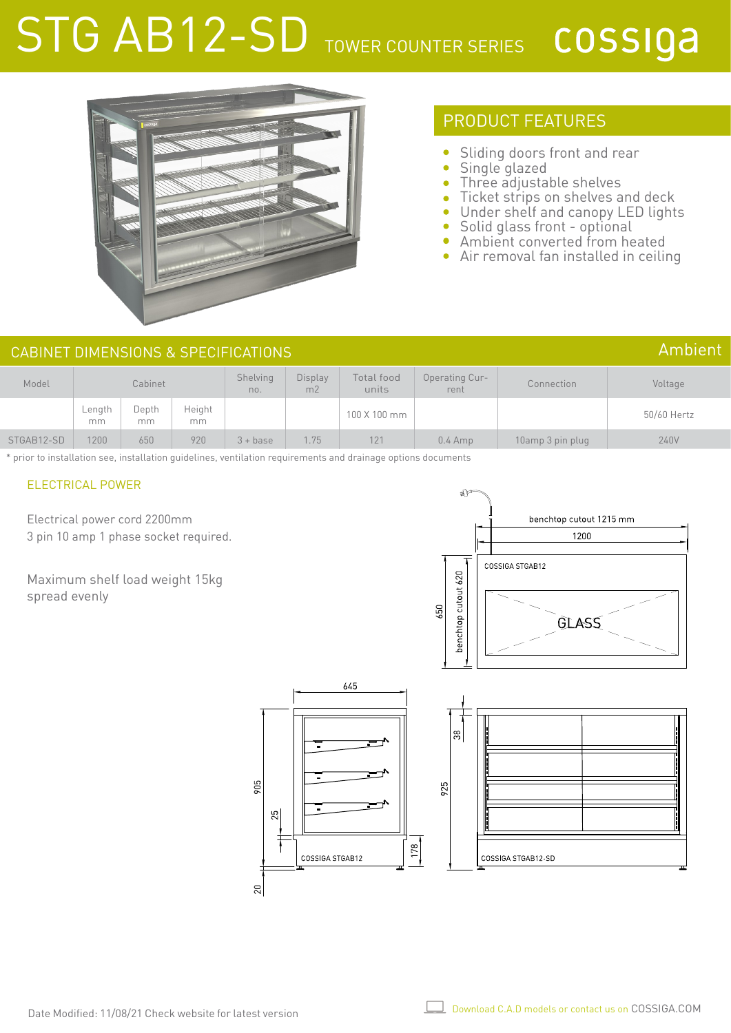# STG AB12-SD TOWER COUNTER SERIES cossiga

## PRODUCT FEATURES

- Sliding doors front and rear
- Single glazed
- Three adjustable shelves
- Ticket strips on shelves and deck
- Under shelf and canopy LED lights
- Solid glass front - optional
- Ambient converted from heated
- Air removal fan installed in ceiling

## CABINET DIMENSIONS & SPECIFICATIONS — Ambient

| Model | Cabinet | | | Shelving no. | Display m2 | Total food units | Operating Current | Connection | Voltage |
|---|---|---|---|---|---|---|---|---|---|
| | Length mm | Depth mm | Height mm | | | 100 X 100 mm | | | 50/60 Hertz |
| STGAB12-SD | 1200 | 650 | 920 | 3 + base | 1.75 | 121 | 0.4 Amp | 10amp 3 pin plug | 240V |

\* prior to installation see, installation guidelines, ventilation requirements and drainage options documents

### ELECTRICAL POWER

Electrical power cord 2200mm
3 pin 10 amp 1 phase socket required.

Maximum shelf load weight 15kg
spread evenly

benchtop cutout 1215 mm
1200
COSSIGA STGAB12
GLASS
650
benchtop cutout 620
645
905
25
178
20
COSSIGA STGAB12
38
925
COSSIGA STGAB12-SD

Date Modified: 11/08/21 Check website for latest version

Download C.A.D models or contact us on COSSIGA.COM